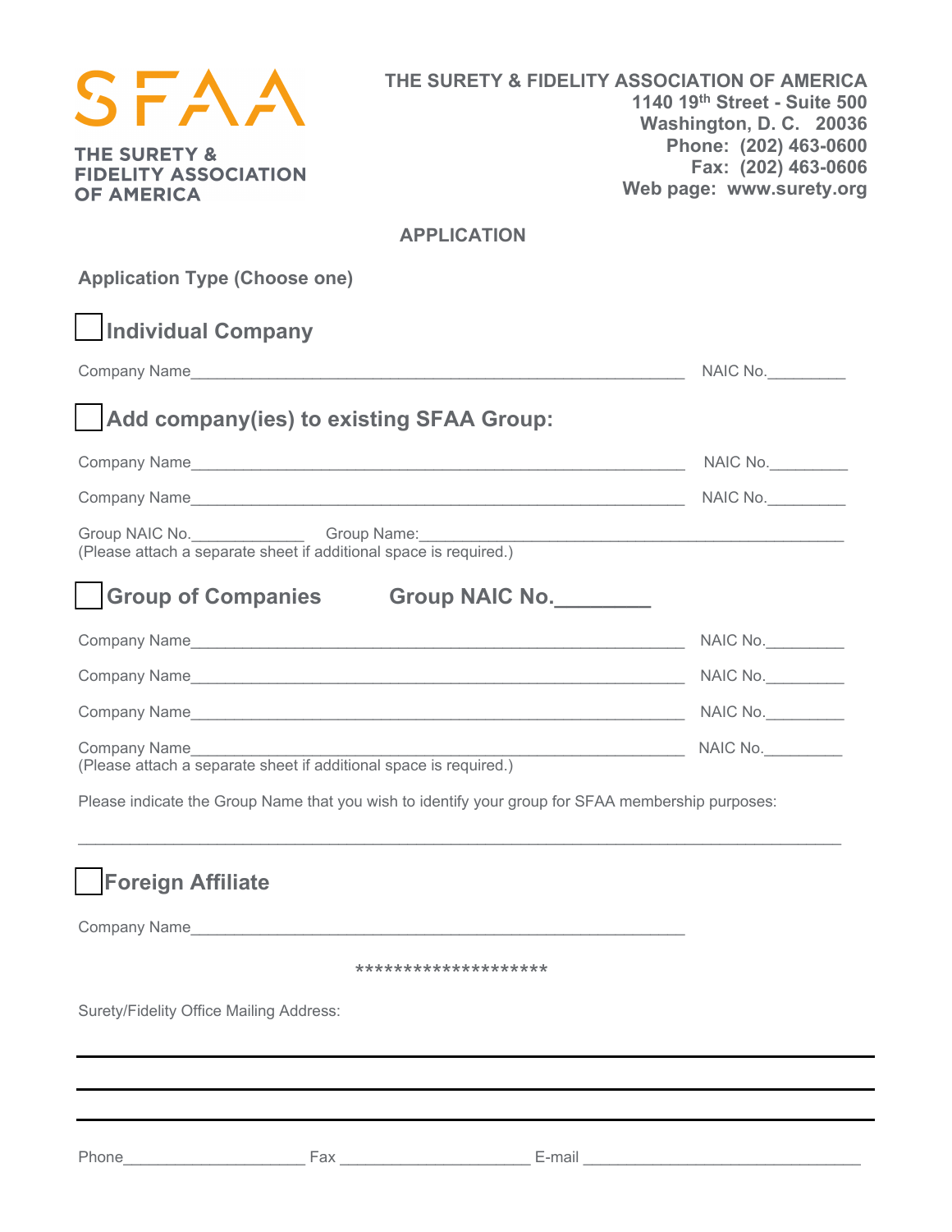SFAA

THE SURETY & FIDELITY ASSOCIATION OF AMERICA

**THE SURETY & FIDELITY ASSOCIATION OF AMERICA**
**1140 19th Street - Suite 500**
**Washington, D. C. 20036**
**Phone: (202) 463-0600**
**Fax: (202) 463-0606**
**Web page: www.surety.org**

## APPLICATION

**Application Type (Choose one)**

### ☐ Individual Company

Company Name_________________________________________________ NAIC No._________

### ☐ Add company(ies) to existing SFAA Group:

Company Name_________________________________________________ NAIC No._________

Company Name_________________________________________________ NAIC No._________

Group NAIC No.____________ Group Name:_________________________________________
(Please attach a separate sheet if additional space is required.)

### ☐ Group of Companies Group NAIC No.________

Company Name_________________________________________________ NAIC No._________

Company Name_________________________________________________ NAIC No._________

Company Name_________________________________________________ NAIC No._________

Company Name_________________________________________________ NAIC No._________
(Please attach a separate sheet if additional space is required.)

Please indicate the Group Name that you wish to identify your group for SFAA membership purposes:

_____________________________________________________________________________

### ☐ Foreign Affiliate

Company Name_________________________________________________

********************

Surety/Fidelity Office Mailing Address:

_____________________________________________________________________________

_____________________________________________________________________________

_____________________________________________________________________________

Phone____________________ Fax ____________________ E-mail ____________________________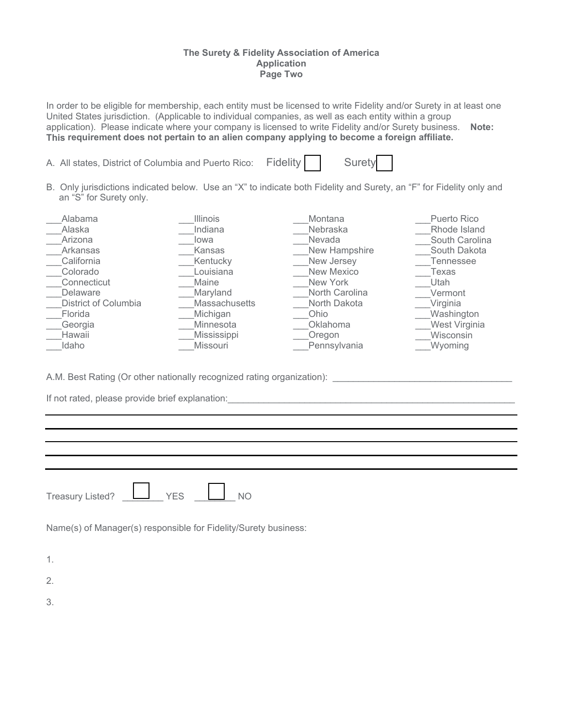**The Surety & Fidelity Association of America**
**Application**
**Page Two**

In order to be eligible for membership, each entity must be licensed to write Fidelity and/or Surety in at least one United States jurisdiction. (Applicable to individual companies, as well as each entity within a group application). Please indicate where your company is licensed to write Fidelity and/or Surety business. **Note: This requirement does not pertain to an alien company applying to become a foreign affiliate.**

A. All states, District of Columbia and Puerto Rico: Fidelity ☐ Surety ☐

B. Only jurisdictions indicated below. Use an "X" to indicate both Fidelity and Surety, an "F" for Fidelity only and an "S" for Surety only.

___Alabama
___Alaska
___Arizona
___Arkansas
___California
___Colorado
___Connecticut
___Delaware
___District of Columbia
___Florida
___Georgia
___Hawaii
___Idaho
___Illinois
___Indiana
___Iowa
___Kansas
___Kentucky
___Louisiana
___Maine
___Maryland
___Massachusetts
___Michigan
___Minnesota
___Mississippi
___Missouri
___Montana
___Nebraska
___Nevada
___New Hampshire
___New Jersey
___New Mexico
___New York
___North Carolina
___North Dakota
___Ohio
___Oklahoma
___Oregon
___Pennsylvania
___Puerto Rico
___Rhode Island
___South Carolina
___South Dakota
___Tennessee
___Texas
___Utah
___Vermont
___Virginia
___Washington
___West Virginia
___Wisconsin
___Wyoming

A.M. Best Rating (Or other nationally recognized rating organization): ____________________________________

If not rated, please provide brief explanation:____________________________________________________________

Treasury Listed? ☐ YES ☐ NO

Name(s) of Manager(s) responsible for Fidelity/Surety business:

1.

2.

3.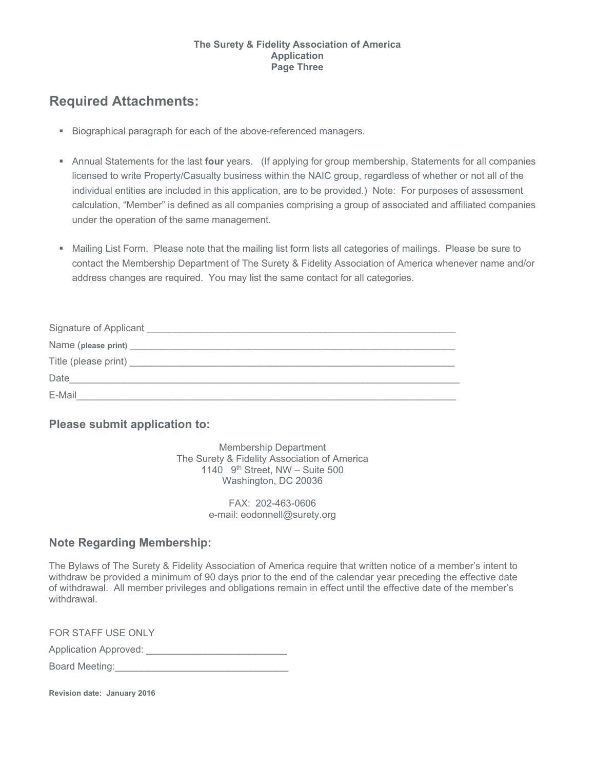The Surety & Fidelity Association of America
Application
Page Three

## Required Attachments:

- Biographical paragraph for each of the above-referenced managers.

- Annual Statements for the last **four** years. (If applying for group membership, Statements for all companies licensed to write Property/Casualty business within the NAIC group, regardless of whether or not all of the individual entities are included in this application, are to be provided.) Note: For purposes of assessment calculation, "Member" is defined as all companies comprising a group of associated and affiliated companies under the operation of the same management.

- Mailing List Form. Please note that the mailing list form lists all categories of mailings. Please be sure to contact the Membership Department of The Surety & Fidelity Association of America whenever name and/or address changes are required. You may list the same contact for all categories.

Signature of Applicant ____________________________________________________________

Name (please print) ________________________________________________________________

Title (please print) _________________________________________________________________

Date______________________________________________________________________________

E-Mail____________________________________________________________________________

### Please submit application to:

Membership Department
The Surety & Fidelity Association of America
1140 9th Street, NW – Suite 500
Washington, DC 20036

FAX: 202-463-0606
e-mail: eodonnell@surety.org

### Note Regarding Membership:

The Bylaws of The Surety & Fidelity Association of America require that written notice of a member's intent to withdraw be provided a minimum of 90 days prior to the end of the calendar year preceding the effective date of withdrawal. All member privileges and obligations remain in effect until the effective date of the member's withdrawal.

FOR STAFF USE ONLY

Application Approved: __________________________

Board Meeting:________________________________

**Revision date: January 2016**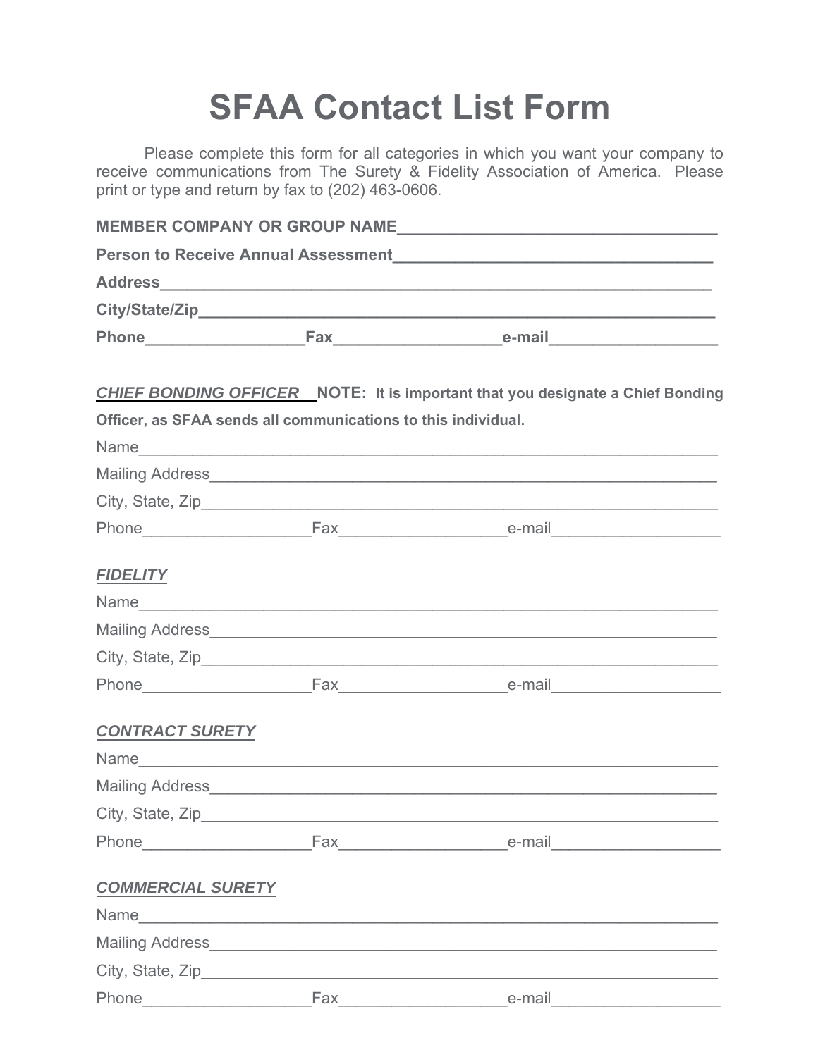# SFAA Contact List Form

Please complete this form for all categories in which you want your company to receive communications from The Surety & Fidelity Association of America. Please print or type and return by fax to (202) 463-0606.

**MEMBER COMPANY OR GROUP NAME**___________________________________

**Person to Receive Annual Assessment**__________________________________

**Address**___________________________________________________________

**City/State/Zip**______________________________________________________

**Phone**________________**Fax**_________________**e-mail**_________________

***CHIEF BONDING OFFICER*** **NOTE: It is important that you designate a Chief Bonding Officer, as SFAA sends all communications to this individual.**

Name_______________________________________________________________

Mailing Address______________________________________________________

City, State, Zip_______________________________________________________

Phone_________________Fax_________________e-mail_________________

***FIDELITY***

Name_______________________________________________________________

Mailing Address______________________________________________________

City, State, Zip_______________________________________________________

Phone_________________Fax_________________e-mail_________________

***CONTRACT SURETY***

Name_______________________________________________________________

Mailing Address______________________________________________________

City, State, Zip_______________________________________________________

Phone_________________Fax_________________e-mail_________________

***COMMERCIAL SURETY***

Name_______________________________________________________________

Mailing Address______________________________________________________

City, State, Zip_______________________________________________________

Phone_________________Fax_________________e-mail_________________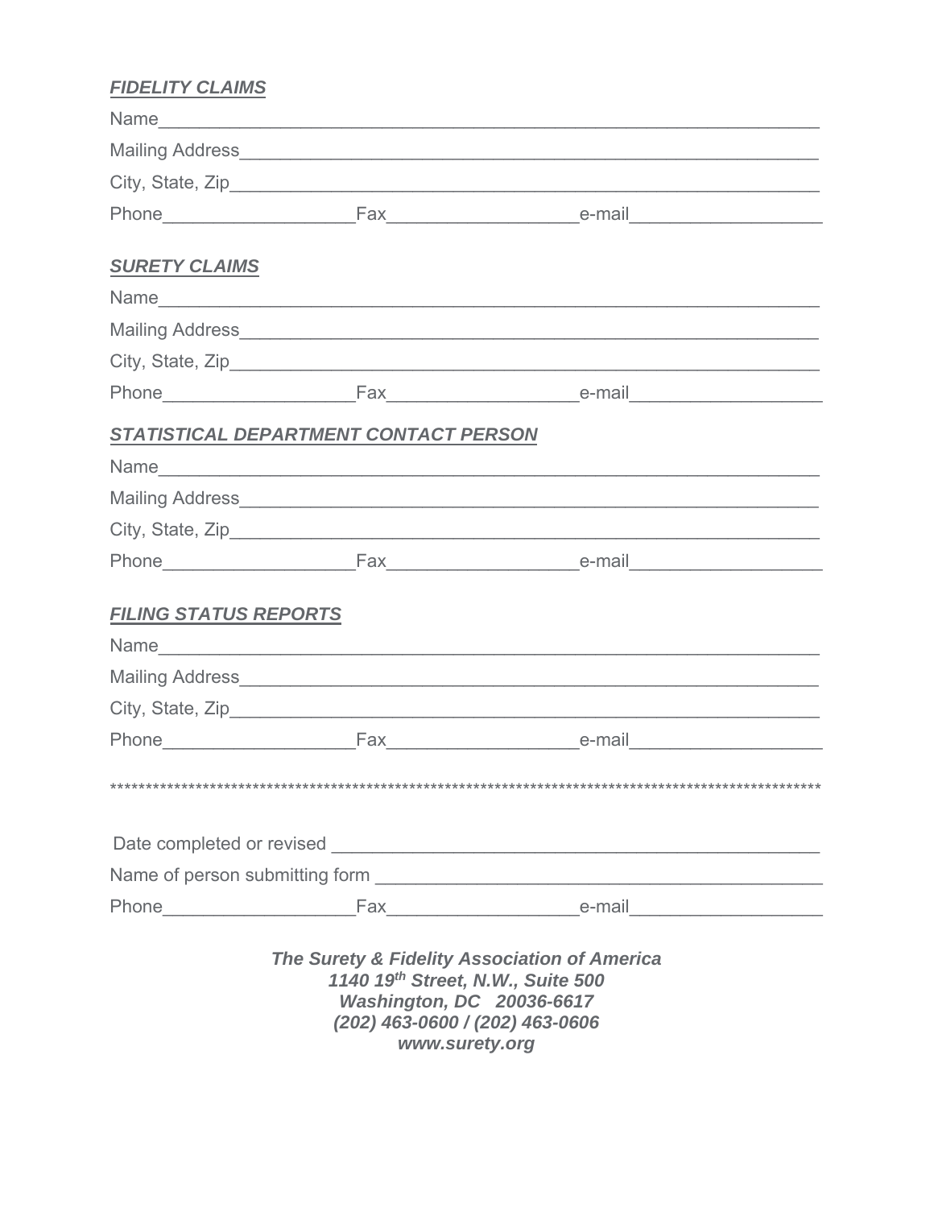***FIDELITY CLAIMS***

Name_______________________________________________________________

Mailing Address______________________________________________________

City, State, Zip_______________________________________________________

Phone__________________Fax__________________e-mail__________________

***SURETY CLAIMS***

Name_______________________________________________________________

Mailing Address______________________________________________________

City, State, Zip_______________________________________________________

Phone__________________Fax__________________e-mail__________________

***STATISTICAL DEPARTMENT CONTACT PERSON***

Name_______________________________________________________________

Mailing Address______________________________________________________

City, State, Zip_______________________________________________________

Phone__________________Fax__________________e-mail__________________

***FILING STATUS REPORTS***

Name_______________________________________________________________

Mailing Address______________________________________________________

City, State, Zip_______________________________________________________

Phone__________________Fax__________________e-mail__________________

*****************************************************************************************************

Date completed or revised _____________________________________________

Name of person submitting form ________________________________________

Phone__________________Fax__________________e-mail__________________

***The Surety & Fidelity Association of America***
***1140 19th Street, N.W., Suite 500***
***Washington, DC 20036-6617***
***(202) 463-0600 / (202) 463-0606***
***www.surety.org***